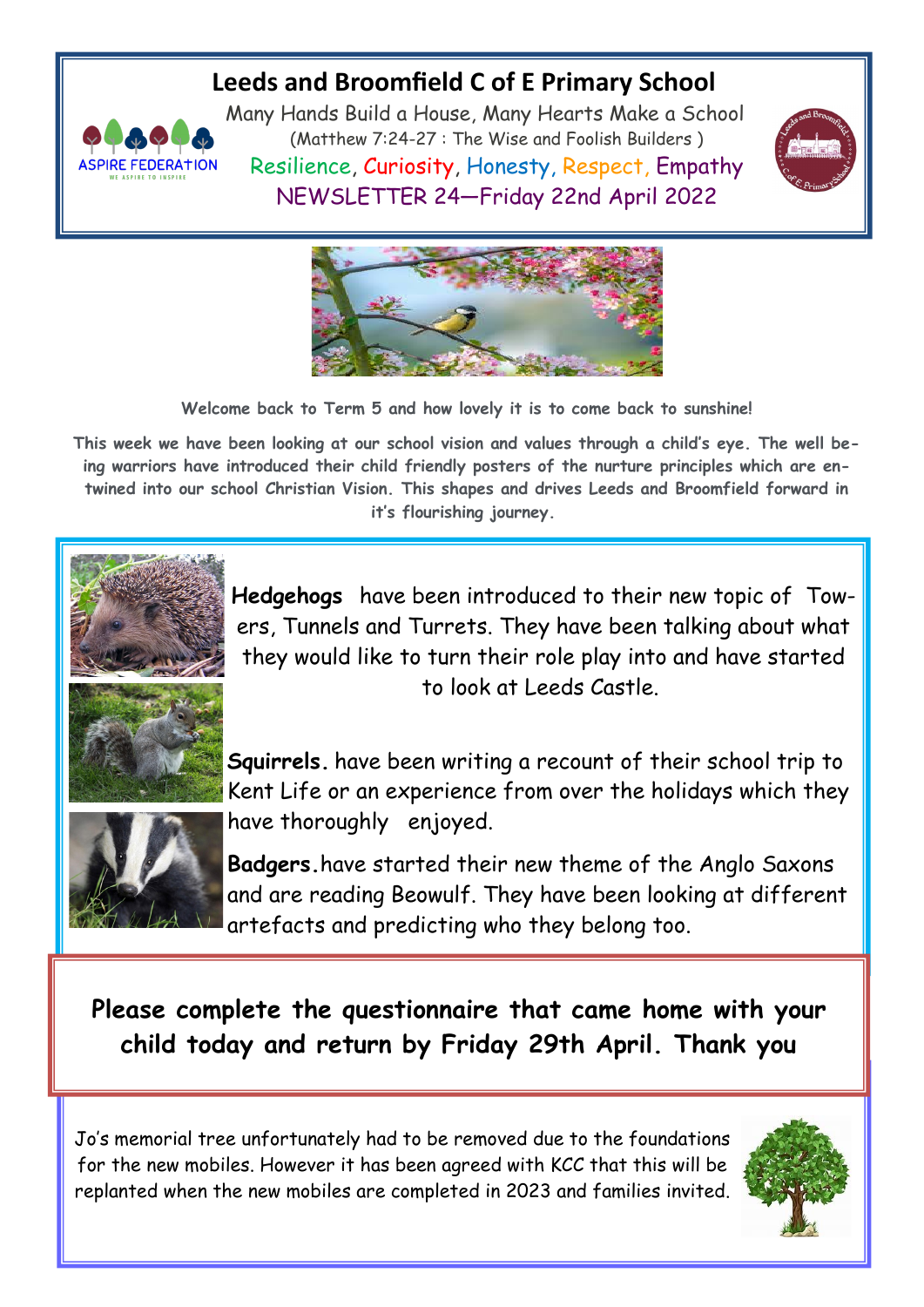# Leeds and Broomfield C of E Primary School

Many Hands Build a House, Many Hearts Make a School

(Matthew 7:24-27 : The Wise and Foolish Builders )

Resilience, Curiosity, Honesty, Respect, Empathy

NEWSLETTER 24—Friday 22nd April 2022

**Welcome back to Term 5 and how lovely it is to come back to sunshine!**

**This week we have been looking at our school vision and values through a child's eye. The well being warriors have introduced their child friendly posters of the nurture principles which are entwined into our school Christian Vision. This shapes and drives Leeds and Broomfield forward in it's flourishing journey.**

**Hedgehogs** have been introduced to their new topic of Towers, Tunnels and Turrets. They have been talking about what they would like to turn their role play into and have started to look at Leeds Castle.

**Squirrels.** have been writing a recount of their school trip to Kent Life or an experience from over the holidays which they have thoroughly enjoyed.

**Badgers.** have started their new theme of the Anglo Saxons and are reading Beowulf. They have been looking at different artefacts and predicting who they belong too.

**Please complete the questionnaire that came home with your child today and return by Friday 29th April. Thank you**

Jo's memorial tree unfortunately had to be removed due to the foundations for the new mobiles. However it has been agreed with KCC that this will be replanted when the new mobiles are completed in 2023 and families invited.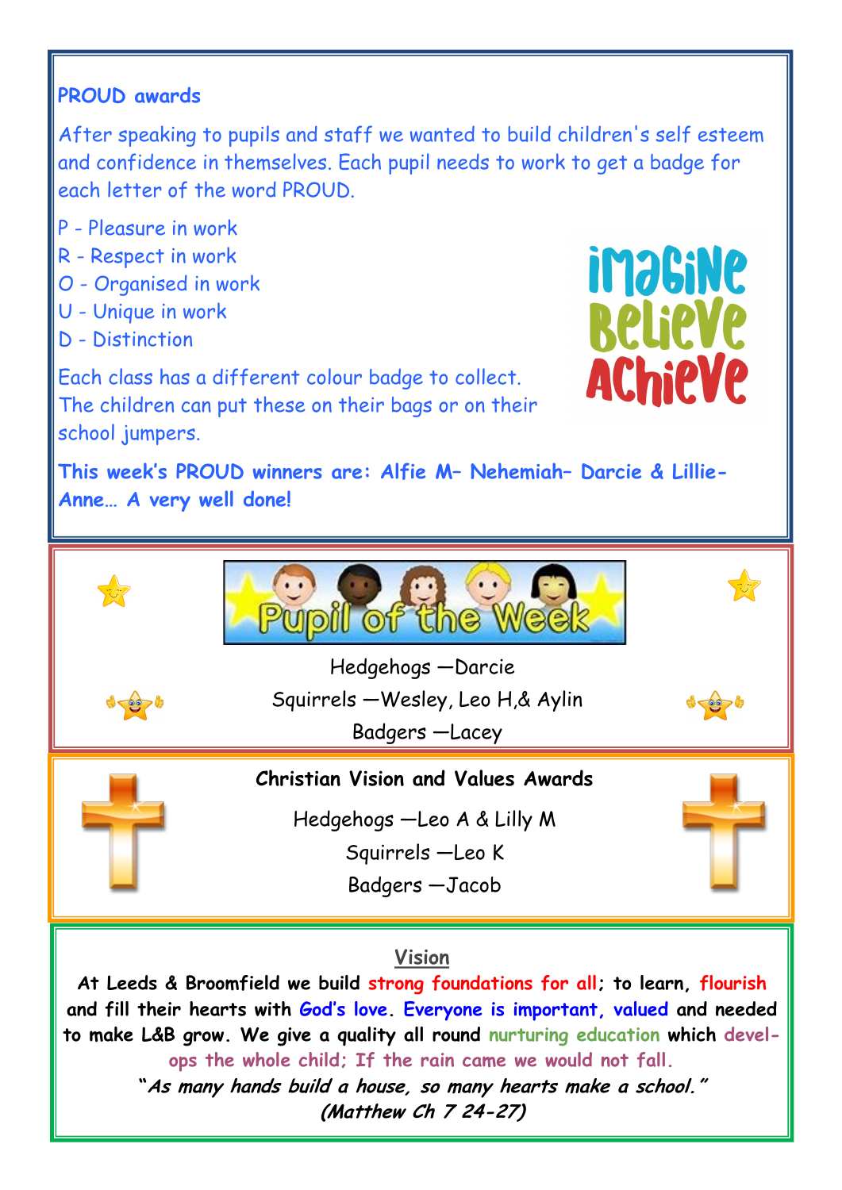## PROUD awards

After speaking to pupils and staff we wanted to build children's self esteem and confidence in themselves. Each pupil needs to work to get a badge for each letter of the word PROUD.

P - Pleasure in work
R - Respect in work
O - Organised in work
U - Unique in work
D - Distinction

Each class has a different colour badge to collect. The children can put these on their bags or on their school jumpers.

**This week's PROUD winners are: Alfie M– Nehemiah– Darcie & Lillie-Anne… A very well done!**

## Pupil of the Week

Hedgehogs —Darcie
Squirrels —Wesley, Leo H,& Aylin
Badgers —Lacey

## Christian Vision and Values Awards

Hedgehogs —Leo A & Lilly M
Squirrels —Leo K
Badgers —Jacob

## Vision

**At Leeds & Broomfield we build strong foundations for all; to learn, flourish and fill their hearts with God's love. Everyone is important, valued and needed to make L&B grow. We give a quality all round nurturing education which develops the whole child; If the rain came we would not fall.**

***"As many hands build a house, so many hearts make a school."***
***(Matthew Ch 7 24-27)***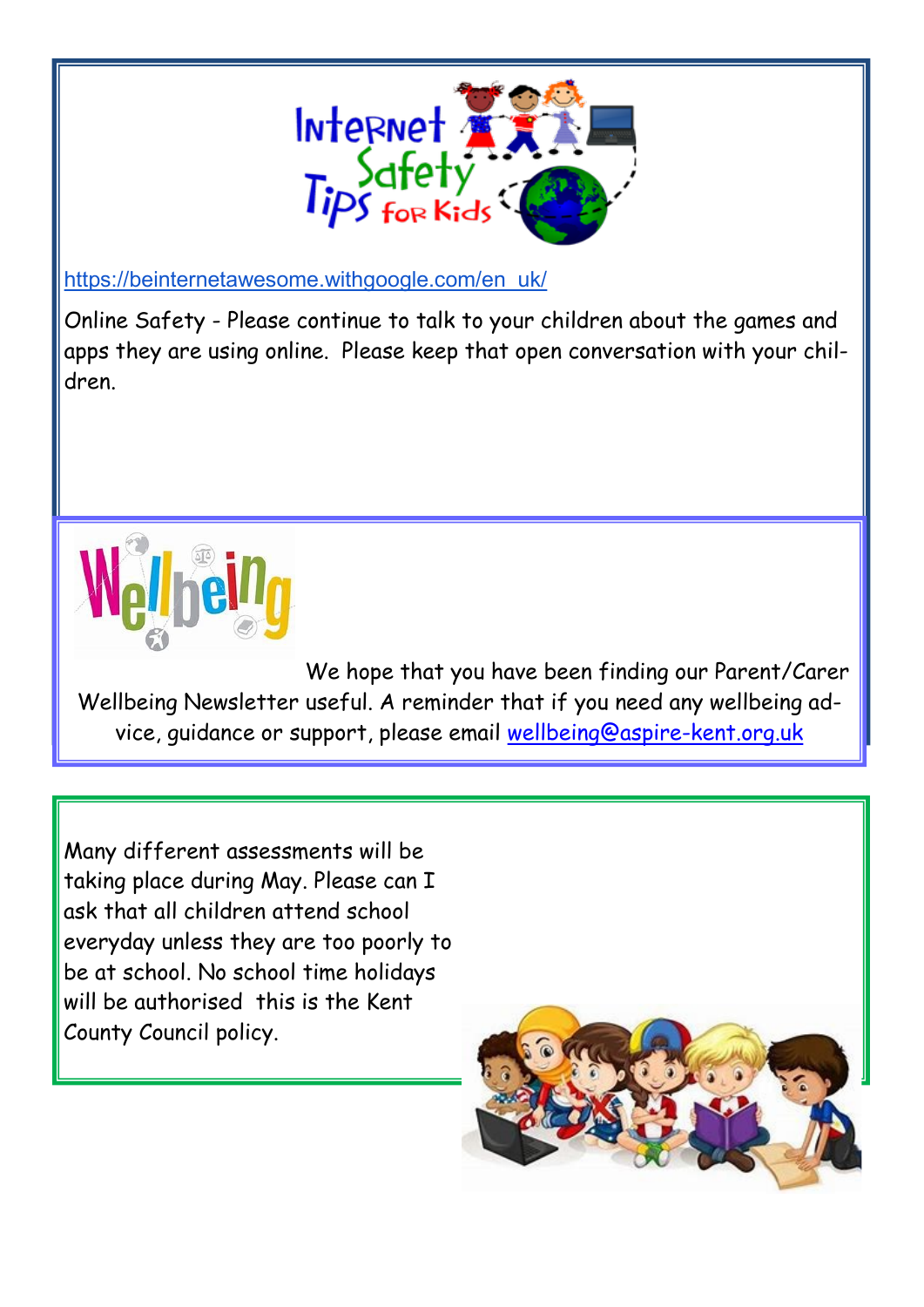# Internet Safety Tips for Kids

https://beinternetawesome.withgoogle.com/en_uk/

Online Safety - Please continue to talk to your children about the games and apps they are using online. Please keep that open conversation with your children.

# Wellbeing

We hope that you have been finding our Parent/Carer Wellbeing Newsletter useful. A reminder that if you need any wellbeing advice, guidance or support, please email wellbeing@aspire-kent.org.uk

Many different assessments will be taking place during May. Please can I ask that all children attend school everyday unless they are too poorly to be at school. No school time holidays will be authorised this is the Kent County Council policy.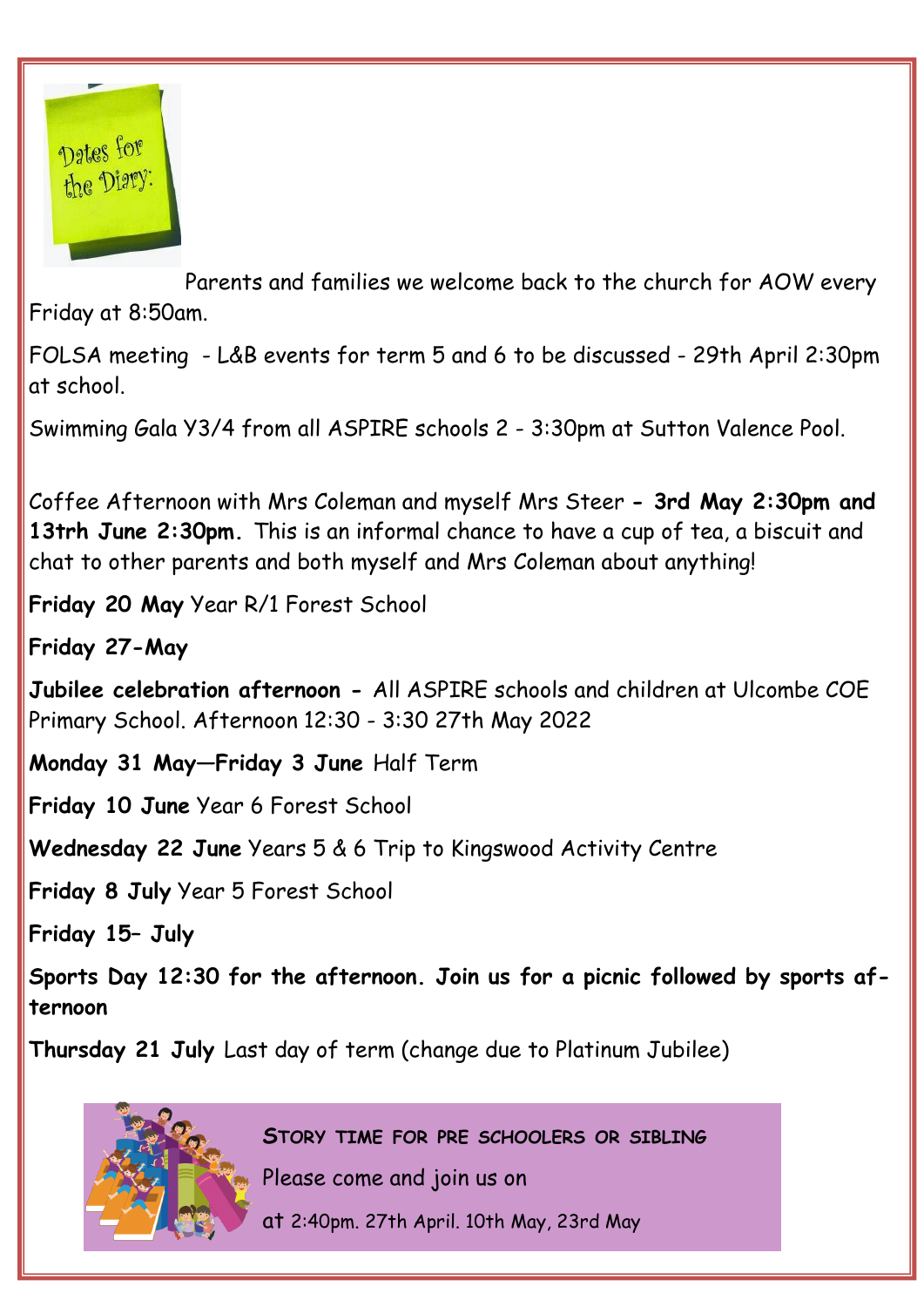Dates for the Diary:

Parents and families we welcome back to the church for AOW every Friday at 8:50am.

FOLSA meeting - L&B events for term 5 and 6 to be discussed - 29th April 2:30pm at school.

Swimming Gala Y3/4 from all ASPIRE schools 2 - 3:30pm at Sutton Valence Pool.

Coffee Afternoon with Mrs Coleman and myself Mrs Steer **- 3rd May 2:30pm and 13trh June 2:30pm.** This is an informal chance to have a cup of tea, a biscuit and chat to other parents and both myself and Mrs Coleman about anything!

**Friday 20 May** Year R/1 Forest School

**Friday 27-May**

**Jubilee celebration afternoon -** All ASPIRE schools and children at Ulcombe COE Primary School. Afternoon 12:30 - 3:30 27th May 2022

**Monday 31 May—Friday 3 June** Half Term

**Friday 10 June** Year 6 Forest School

**Wednesday 22 June** Years 5 & 6 Trip to Kingswood Activity Centre

**Friday 8 July** Year 5 Forest School

**Friday 15– July**

**Sports Day 12:30 for the afternoon. Join us for a picnic followed by sports afternoon**

**Thursday 21 July** Last day of term (change due to Platinum Jubilee)

**STORY TIME FOR PRE SCHOOLERS OR SIBLING**

Please come and join us on

at 2:40pm. 27th April. 10th May, 23rd May